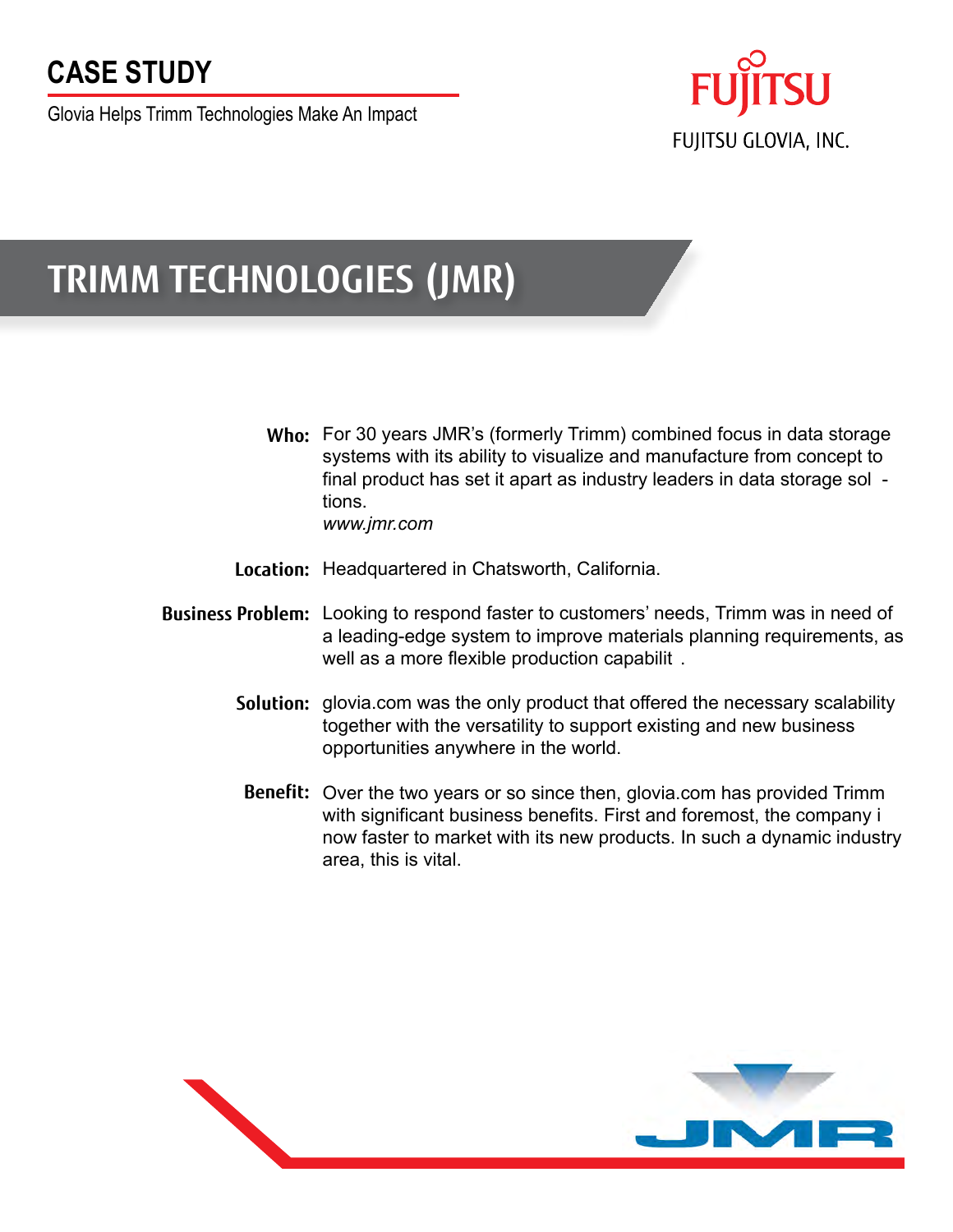# CASE STUDY

Glovia Helps Trimm Technologies Make An Impact

FUJITSU

FUJITSU GLOVIA, INC.

# TRIMM TECHNOLOGIES (JMR)

**Who:** For 30 years JMR's (formerly Trimm) combined focus in data storage systems with its ability to visualize and manufacture from concept to final product has set it apart as industry leaders in data storage sol - tions.
*www.jmr.com*

**Location:** Headquartered in Chatsworth, California.

**Business Problem:** Looking to respond faster to customers' needs, Trimm was in need of a leading-edge system to improve materials planning requirements, as well as a more flexible production capabilit .

**Solution:** glovia.com was the only product that offered the necessary scalability together with the versatility to support existing and new business opportunities anywhere in the world.

**Benefit:** Over the two years or so since then, glovia.com has provided Trimm with significant business benefits. First and foremost, the company i now faster to market with its new products. In such a dynamic industry area, this is vital.

JMR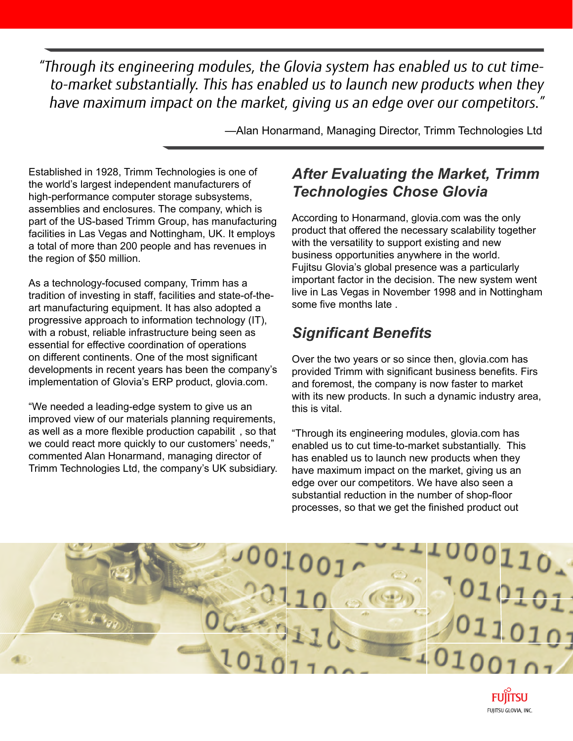> *"Through its engineering modules, the Glovia system has enabled us to cut time-to-market substantially. This has enabled us to launch new products when they have maximum impact on the market, giving us an edge over our competitors."*
>
> —Alan Honarmand, Managing Director, Trimm Technologies Ltd

Established in 1928, Trimm Technologies is one of the world's largest independent manufacturers of high-performance computer storage subsystems, assemblies and enclosures. The company, which is part of the US-based Trimm Group, has manufacturing facilities in Las Vegas and Nottingham, UK. It employs a total of more than 200 people and has revenues in the region of $50 million.

As a technology-focused company, Trimm has a tradition of investing in staff, facilities and state-of-the-art manufacturing equipment. It has also adopted a progressive approach to information technology (IT), with a robust, reliable infrastructure being seen as essential for effective coordination of operations on different continents. One of the most significant developments in recent years has been the company's implementation of Glovia's ERP product, glovia.com.

"We needed a leading-edge system to give us an improved view of our materials planning requirements, as well as a more flexible production capabilit , so that we could react more quickly to our customers' needs," commented Alan Honarmand, managing director of Trimm Technologies Ltd, the company's UK subsidiary.

## *After Evaluating the Market, Trimm Technologies Chose Glovia*

According to Honarmand, glovia.com was the only product that offered the necessary scalability together with the versatility to support existing and new business opportunities anywhere in the world. Fujitsu Glovia's global presence was a particularly important factor in the decision. The new system went live in Las Vegas in November 1998 and in Nottingham some five months late .

## *Significant Benefits*

Over the two years or so since then, glovia.com has provided Trimm with significant business benefits. Firs and foremost, the company is now faster to market with its new products. In such a dynamic industry area, this is vital.

"Through its engineering modules, glovia.com has enabled us to cut time-to-market substantially. This has enabled us to launch new products when they have maximum impact on the market, giving us an edge over our competitors. We have also seen a substantial reduction in the number of shop-floor processes, so that we get the finished product out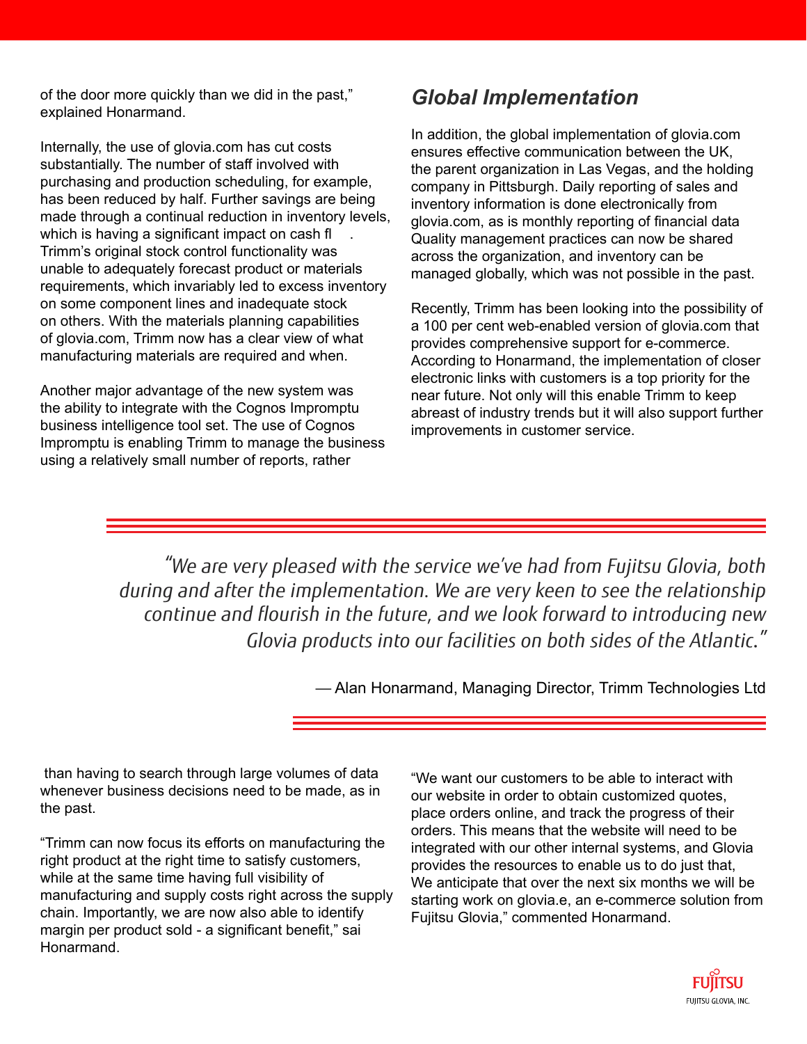of the door more quickly than we did in the past," explained Honarmand.

Internally, the use of glovia.com has cut costs substantially. The number of staff involved with purchasing and production scheduling, for example, has been reduced by half. Further savings are being made through a continual reduction in inventory levels, which is having a significant impact on cash fl . Trimm's original stock control functionality was unable to adequately forecast product or materials requirements, which invariably led to excess inventory on some component lines and inadequate stock on others. With the materials planning capabilities of glovia.com, Trimm now has a clear view of what manufacturing materials are required and when.

Another major advantage of the new system was the ability to integrate with the Cognos Impromptu business intelligence tool set. The use of Cognos Impromptu is enabling Trimm to manage the business using a relatively small number of reports, rather than having to search through large volumes of data whenever business decisions need to be made, as in the past.

"Trimm can now focus its efforts on manufacturing the right product at the right time to satisfy customers, while at the same time having full visibility of manufacturing and supply costs right across the supply chain. Importantly, we are now also able to identify margin per product sold - a significant benefit," sai Honarmand.

## Global Implementation

In addition, the global implementation of glovia.com ensures effective communication between the UK, the parent organization in Las Vegas, and the holding company in Pittsburgh. Daily reporting of sales and inventory information is done electronically from glovia.com, as is monthly reporting of financial data Quality management practices can now be shared across the organization, and inventory can be managed globally, which was not possible in the past.

Recently, Trimm has been looking into the possibility of a 100 per cent web-enabled version of glovia.com that provides comprehensive support for e-commerce. According to Honarmand, the implementation of closer electronic links with customers is a top priority for the near future. Not only will this enable Trimm to keep abreast of industry trends but it will also support further improvements in customer service.

"We want our customers to be able to interact with our website in order to obtain customized quotes, place orders online, and track the progress of their orders. This means that the website will need to be integrated with our other internal systems, and Glovia provides the resources to enable us to do just that, We anticipate that over the next six months we will be starting work on glovia.e, an e-commerce solution from Fujitsu Glovia," commented Honarmand.

> *"We are very pleased with the service we've had from Fujitsu Glovia, both during and after the implementation. We are very keen to see the relationship continue and flourish in the future, and we look forward to introducing new Glovia products into our facilities on both sides of the Atlantic."*
>
> — Alan Honarmand, Managing Director, Trimm Technologies Ltd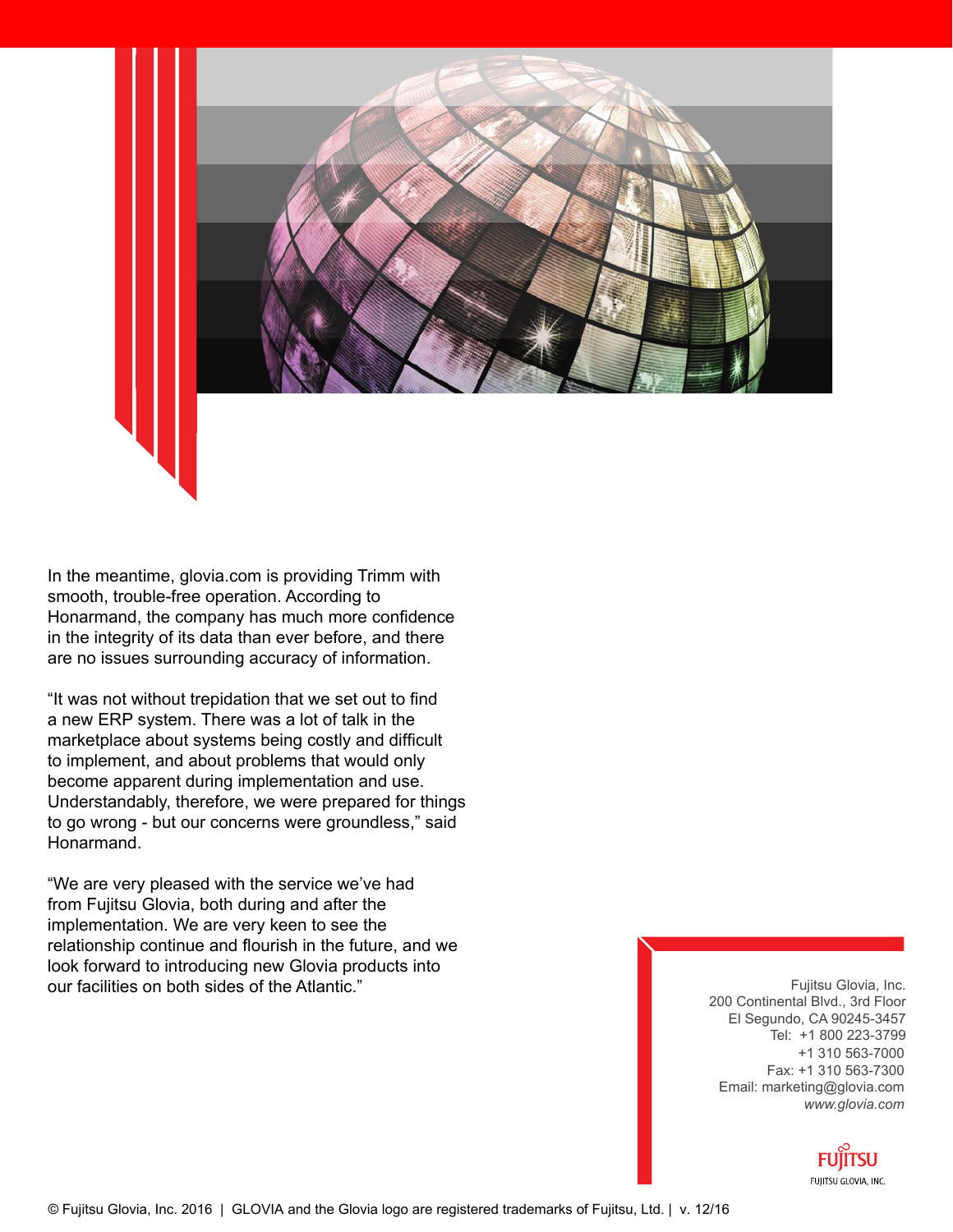In the meantime, glovia.com is providing Trimm with smooth, trouble-free operation. According to Honarmand, the company has much more confidence in the integrity of its data than ever before, and there are no issues surrounding accuracy of information.

“It was not without trepidation that we set out to find a new ERP system. There was a lot of talk in the marketplace about systems being costly and difficult to implement, and about problems that would only become apparent during implementation and use. Understandably, therefore, we were prepared for things to go wrong - but our concerns were groundless,” said Honarmand.

“We are very pleased with the service we’ve had from Fujitsu Glovia, both during and after the implementation. We are very keen to see the relationship continue and flourish in the future, and we look forward to introducing new Glovia products into our facilities on both sides of the Atlantic.”

Fujitsu Glovia, Inc.
200 Continental Blvd., 3rd Floor
El Segundo, CA 90245-3457
Tel: +1 800 223-3799
+1 310 563-7000
Fax: +1 310 563-7300
Email: marketing@glovia.com
*www.glovia.com*

FUJITSU
FUJITSU GLOVIA, INC.

© Fujitsu Glovia, Inc. 2016 | GLOVIA and the Glovia logo are registered trademarks of Fujitsu, Ltd. | v. 12/16